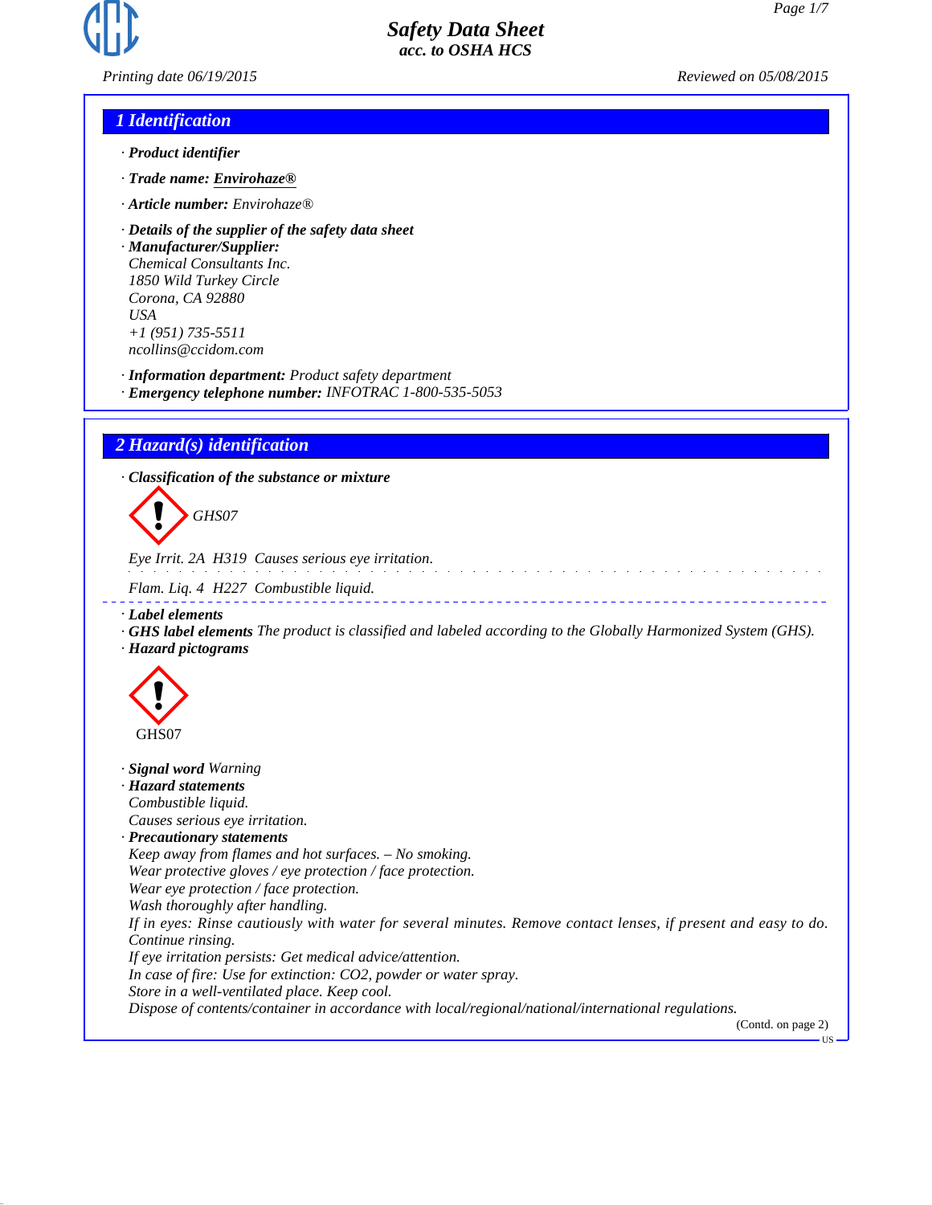# Safety Data Sheet
acc. to OSHA HCS

Printing date 06/19/2015 Reviewed on 05/08/2015

## 1 Identification

· **Product identifier**

· **Trade name: Envirohaze®**

· **Article number:** Envirohaze®

· **Details of the supplier of the safety data sheet**
· **Manufacturer/Supplier:**
Chemical Consultants Inc.
1850 Wild Turkey Circle
Corona, CA 92880
USA
+1 (951) 735-5511
ncollins@ccidom.com

· **Information department:** Product safety department
· **Emergency telephone number:** INFOTRAC 1-800-535-5053

## 2 Hazard(s) identification

· **Classification of the substance or mixture**

GHS07

Eye Irrit. 2A H319 Causes serious eye irritation.

Flam. Liq. 4 H227 Combustible liquid.

· **Label elements**
· **GHS label elements** The product is classified and labeled according to the Globally Harmonized System (GHS).
· **Hazard pictograms**

GHS07

· **Signal word** Warning
· **Hazard statements**
Combustible liquid.
Causes serious eye irritation.
· **Precautionary statements**
Keep away from flames and hot surfaces. – No smoking.
Wear protective gloves / eye protection / face protection.
Wear eye protection / face protection.
Wash thoroughly after handling.
If in eyes: Rinse cautiously with water for several minutes. Remove contact lenses, if present and easy to do. Continue rinsing.
If eye irritation persists: Get medical advice/attention.
In case of fire: Use for extinction: $CO_2$, powder or water spray.
Store in a well-ventilated place. Keep cool.
Dispose of contents/container in accordance with local/regional/national/international regulations.

(Contd. on page 2)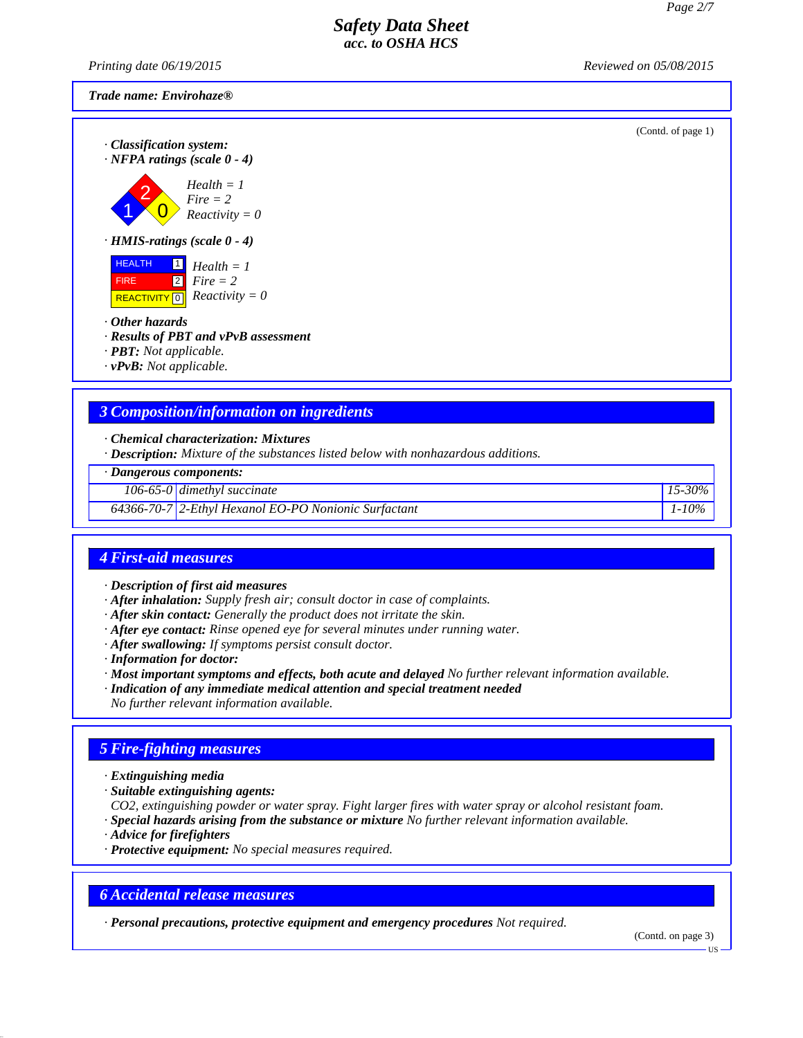**Trade name: Envirohaze®**

(Contd. of page 1)

· **Classification system:**

· **NFPA ratings (scale 0 - 4)**

*Health = 1*
*Fire = 2*
*Reactivity = 0*

· **HMIS-ratings (scale 0 - 4)**

| | | |
|---|---|---|
| HEALTH | 1 | *Health = 1* |
| FIRE | 2 | *Fire = 2* |
| REACTIVITY | 0 | *Reactivity = 0* |

· **Other hazards**
· **Results of PBT and vPvB assessment**
· **PBT:** Not applicable.
· **vPvB:** Not applicable.

## 3 Composition/information on ingredients

· **Chemical characterization: Mixtures**
· **Description:** Mixture of the substances listed below with nonhazardous additions.

| · Dangerous components: | | |
|---|---|---|
| 106-65-0 | dimethyl succinate | 15-30% |
| 64366-70-7 | 2-Ethyl Hexanol EO-PO Nonionic Surfactant | 1-10% |

## 4 First-aid measures

· **Description of first aid measures**
· **After inhalation:** Supply fresh air; consult doctor in case of complaints.
· **After skin contact:** Generally the product does not irritate the skin.
· **After eye contact:** Rinse opened eye for several minutes under running water.
· **After swallowing:** If symptoms persist consult doctor.
· **Information for doctor:**
· **Most important symptoms and effects, both acute and delayed** No further relevant information available.
· **Indication of any immediate medical attention and special treatment needed**
No further relevant information available.

## 5 Fire-fighting measures

· **Extinguishing media**
· **Suitable extinguishing agents:**
$CO_2$, extinguishing powder or water spray. Fight larger fires with water spray or alcohol resistant foam.
· **Special hazards arising from the substance or mixture** No further relevant information available.
· **Advice for firefighters**
· **Protective equipment:** No special measures required.

## 6 Accidental release measures

· **Personal precautions, protective equipment and emergency procedures** Not required.

(Contd. on page 3)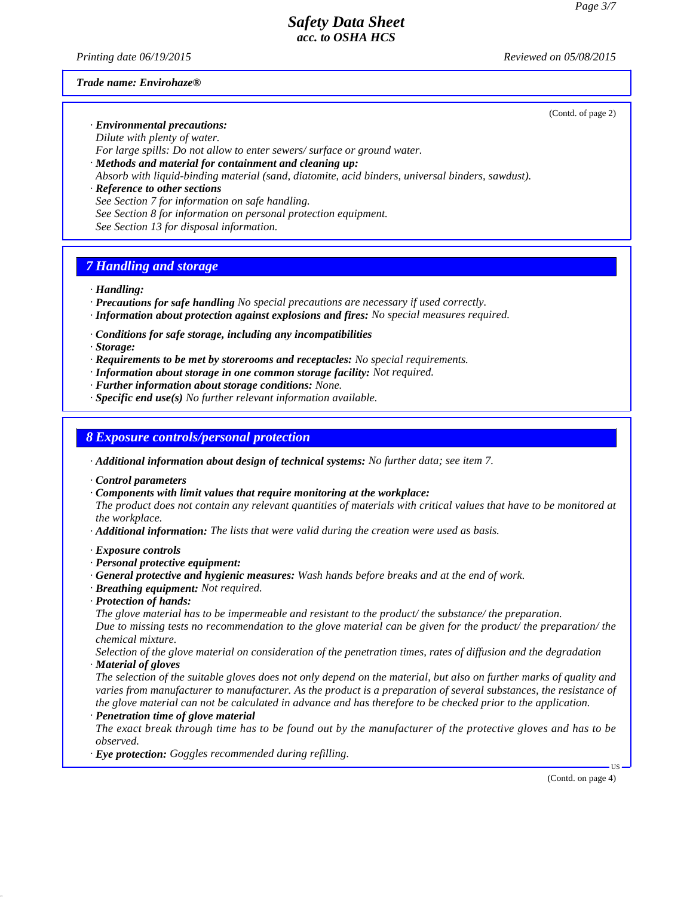**Trade name: Envirohaze®**

(Contd. of page 2)

· ***Environmental precautions:***
*Dilute with plenty of water.*
*For large spills: Do not allow to enter sewers/ surface or ground water.*

· ***Methods and material for containment and cleaning up:***
*Absorb with liquid-binding material (sand, diatomite, acid binders, universal binders, sawdust).*

· ***Reference to other sections***
*See Section 7 for information on safe handling.*
*See Section 8 for information on personal protection equipment.*
*See Section 13 for disposal information.*

## 7 Handling and storage

· ***Handling:***
· ***Precautions for safe handling*** *No special precautions are necessary if used correctly.*
· ***Information about protection against explosions and fires:*** *No special measures required.*

· ***Conditions for safe storage, including any incompatibilities***
· ***Storage:***
· ***Requirements to be met by storerooms and receptacles:*** *No special requirements.*
· ***Information about storage in one common storage facility:*** *Not required.*
· ***Further information about storage conditions:*** *None.*
· ***Specific end use(s)*** *No further relevant information available.*

## 8 Exposure controls/personal protection

· ***Additional information about design of technical systems:*** *No further data; see item 7.*

· ***Control parameters***
· ***Components with limit values that require monitoring at the workplace:***
*The product does not contain any relevant quantities of materials with critical values that have to be monitored at the workplace.*
· ***Additional information:*** *The lists that were valid during the creation were used as basis.*

· ***Exposure controls***
· ***Personal protective equipment:***
· ***General protective and hygienic measures:*** *Wash hands before breaks and at the end of work.*
· ***Breathing equipment:*** *Not required.*
· ***Protection of hands:***
*The glove material has to be impermeable and resistant to the product/ the substance/ the preparation.*
*Due to missing tests no recommendation to the glove material can be given for the product/ the preparation/ the chemical mixture.*
*Selection of the glove material on consideration of the penetration times, rates of diffusion and the degradation*
· ***Material of gloves***
*The selection of the suitable gloves does not only depend on the material, but also on further marks of quality and varies from manufacturer to manufacturer. As the product is a preparation of several substances, the resistance of the glove material can not be calculated in advance and has therefore to be checked prior to the application.*
· ***Penetration time of glove material***
*The exact break through time has to be found out by the manufacturer of the protective gloves and has to be observed.*
· ***Eye protection:*** *Goggles recommended during refilling.*

(Contd. on page 4)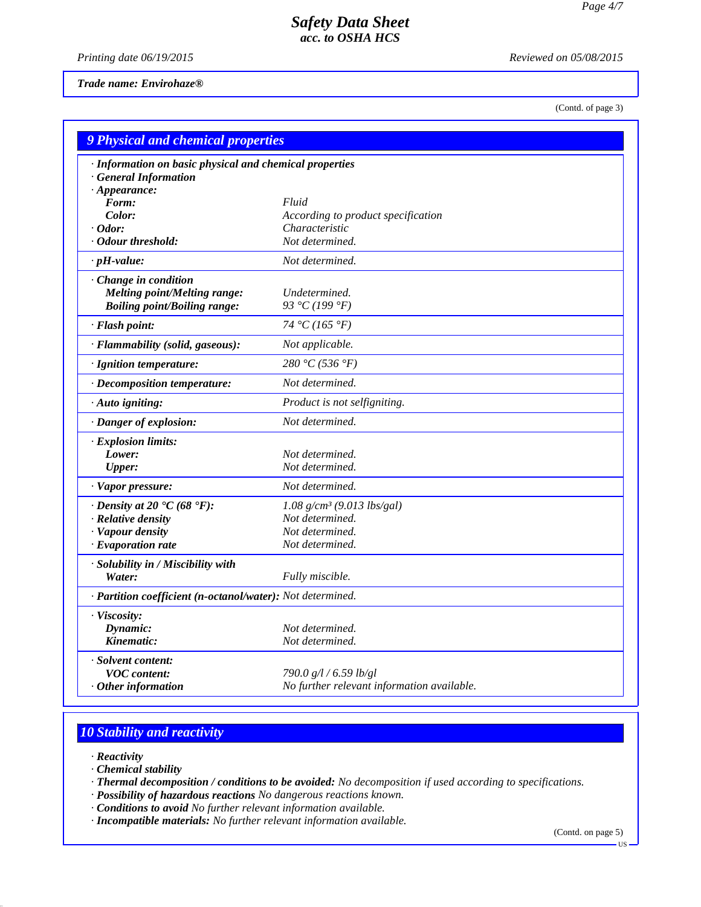**Trade name: Envirohaze®**

(Contd. of page 3)

## 9 Physical and chemical properties

| Property | Value |
|---|---|
| · **Information on basic physical and chemical properties** | |
| · **General Information** | |
| · **Appearance:** | |
| **Form:** | *Fluid* |
| **Color:** | *According to product specification* |
| · **Odor:** | *Characteristic* |
| · **Odour threshold:** | *Not determined.* |
| · **pH-value:** | *Not determined.* |
| · **Change in condition** | |
| **Melting point/Melting range:** | *Undetermined.* |
| **Boiling point/Boiling range:** | *93 °C (199 °F)* |
| · **Flash point:** | *74 °C (165 °F)* |
| · **Flammability (solid, gaseous):** | *Not applicable.* |
| · **Ignition temperature:** | *280 °C (536 °F)* |
| · **Decomposition temperature:** | *Not determined.* |
| · **Auto igniting:** | *Product is not selfigniting.* |
| · **Danger of explosion:** | *Not determined.* |
| · **Explosion limits:** | |
| **Lower:** | *Not determined.* |
| **Upper:** | *Not determined.* |
| · **Vapor pressure:** | *Not determined.* |
| · **Density at 20 °C (68 °F):** | *1.08 g/cm³ (9.013 lbs/gal)* |
| · **Relative density** | *Not determined.* |
| · **Vapour density** | *Not determined.* |
| · **Evaporation rate** | *Not determined.* |
| · **Solubility in / Miscibility with** | |
| **Water:** | *Fully miscible.* |
| · **Partition coefficient (n-octanol/water):** | *Not determined.* |
| · **Viscosity:** | |
| **Dynamic:** | *Not determined.* |
| **Kinematic:** | *Not determined.* |
| · **Solvent content:** | |
| **VOC content:** | *790.0 g/l / 6.59 lb/gl* |
| · **Other information** | *No further relevant information available.* |

## 10 Stability and reactivity

· **Reactivity**
· **Chemical stability**
· **Thermal decomposition / conditions to be avoided:** *No decomposition if used according to specifications.*
· **Possibility of hazardous reactions** *No dangerous reactions known.*
· **Conditions to avoid** *No further relevant information available.*
· **Incompatible materials:** *No further relevant information available.*

(Contd. on page 5)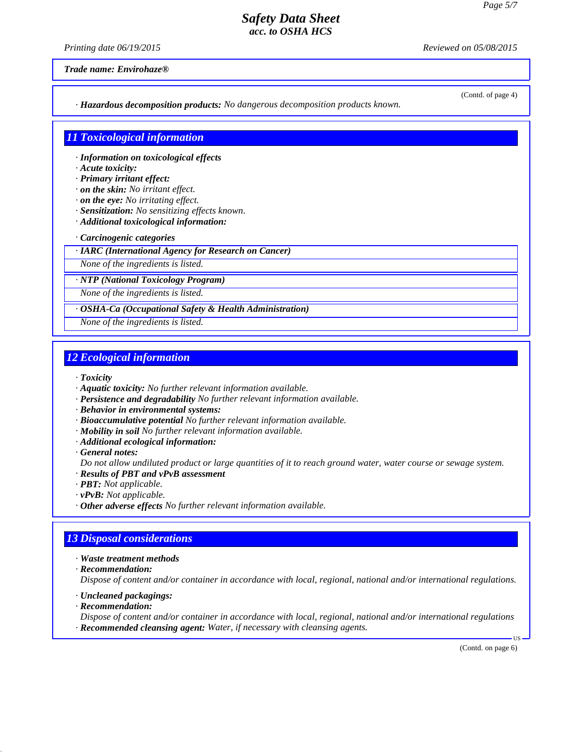**Trade name: Envirohaze®**

(Contd. of page 4)

· **Hazardous decomposition products:** *No dangerous decomposition products known.*

## 11 Toxicological information

· **Information on toxicological effects**
· **Acute toxicity:**
· **Primary irritant effect:**
· **on the skin:** *No irritant effect.*
· **on the eye:** *No irritating effect.*
· **Sensitization:** *No sensitizing effects known.*
· **Additional toxicological information:**

· **Carcinogenic categories**

| · IARC (International Agency for Research on Cancer) |
| --- |
| None of the ingredients is listed. |

| · NTP (National Toxicology Program) |
| --- |
| None of the ingredients is listed. |

| · OSHA-Ca (Occupational Safety & Health Administration) |
| --- |
| None of the ingredients is listed. |

## 12 Ecological information

· **Toxicity**
· **Aquatic toxicity:** *No further relevant information available.*
· **Persistence and degradability** *No further relevant information available.*
· **Behavior in environmental systems:**
· **Bioaccumulative potential** *No further relevant information available.*
· **Mobility in soil** *No further relevant information available.*
· **Additional ecological information:**
· **General notes:**
*Do not allow undiluted product or large quantities of it to reach ground water, water course or sewage system.*
· **Results of PBT and vPvB assessment**
· **PBT:** *Not applicable.*
· **vPvB:** *Not applicable.*
· **Other adverse effects** *No further relevant information available.*

## 13 Disposal considerations

· **Waste treatment methods**
· **Recommendation:**
*Dispose of content and/or container in accordance with local, regional, national and/or international regulations.*

· **Uncleaned packagings:**
· **Recommendation:**
*Dispose of content and/or container in accordance with local, regional, national and/or international regulations*
· **Recommended cleansing agent:** *Water, if necessary with cleansing agents.*

(Contd. on page 6)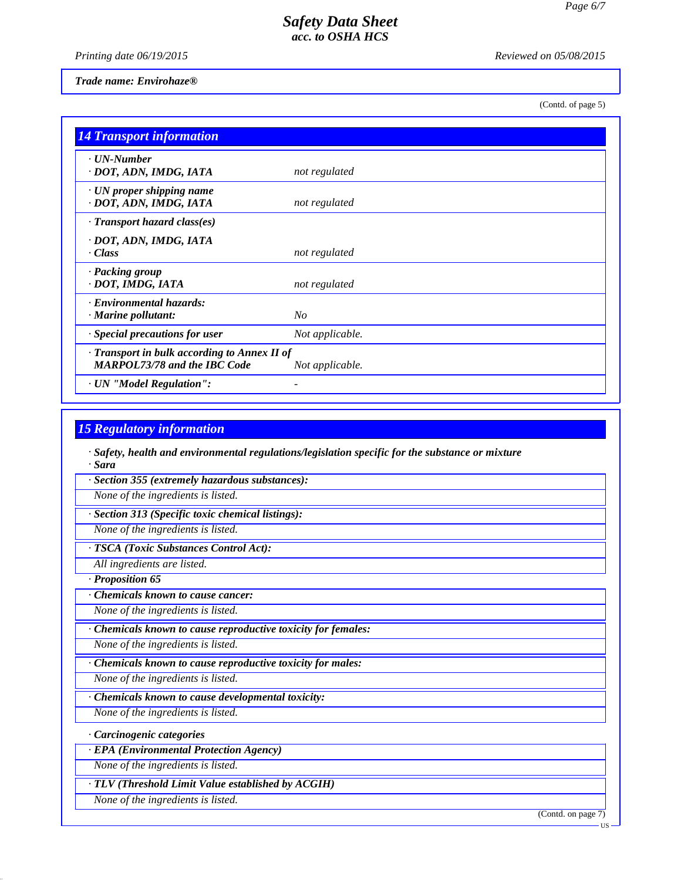Trade name: Envirohaze®

(Contd. of page 5)

## 14 Transport information

| | |
|---|---|
| · UN-Number<br>· DOT, ADN, IMDG, IATA | not regulated |
| · UN proper shipping name<br>· DOT, ADN, IMDG, IATA | not regulated |
| · Transport hazard class(es)<br>· DOT, ADN, IMDG, IATA<br>· Class | not regulated |
| · Packing group<br>· DOT, IMDG, IATA | not regulated |
| · Environmental hazards:<br>· Marine pollutant: | No |
| · Special precautions for user | Not applicable. |
| · Transport in bulk according to Annex II of MARPOL73/78 and the IBC Code | Not applicable. |
| · UN "Model Regulation": | - |

## 15 Regulatory information

**· Safety, health and environmental regulations/legislation specific for the substance or mixture**

**· Sara**

**· Section 355 (extremely hazardous substances):**

None of the ingredients is listed.

**· Section 313 (Specific toxic chemical listings):**

None of the ingredients is listed.

**· TSCA (Toxic Substances Control Act):**

All ingredients are listed.

**· Proposition 65**

**· Chemicals known to cause cancer:**

None of the ingredients is listed.

**· Chemicals known to cause reproductive toxicity for females:**

None of the ingredients is listed.

**· Chemicals known to cause reproductive toxicity for males:**

None of the ingredients is listed.

**· Chemicals known to cause developmental toxicity:**

None of the ingredients is listed.

**· Carcinogenic categories**

**· EPA (Environmental Protection Agency)**

None of the ingredients is listed.

**· TLV (Threshold Limit Value established by ACGIH)**

None of the ingredients is listed.

(Contd. on page 7)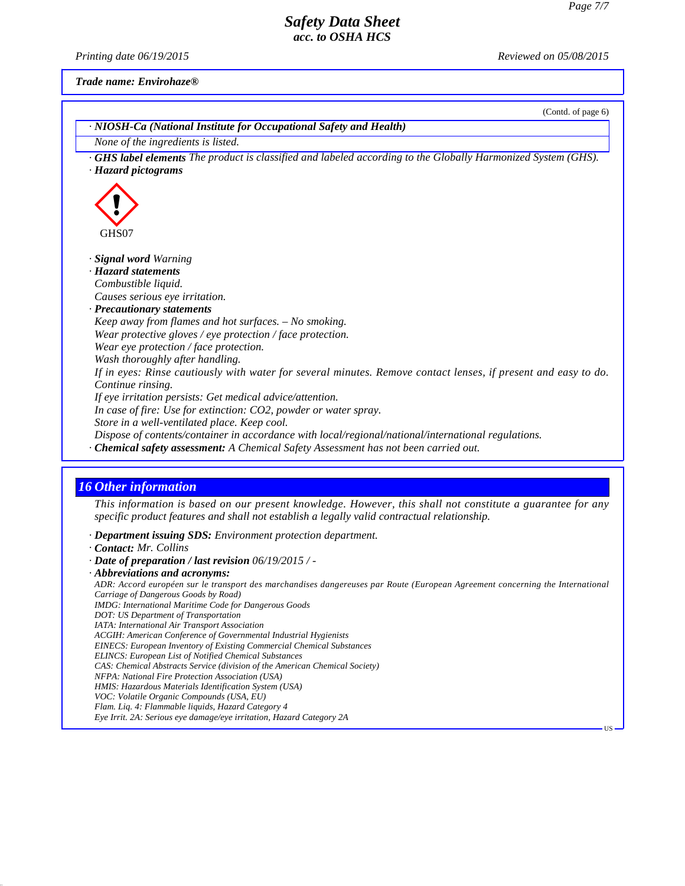Trade name: Envirohaze®

(Contd. of page 6)

· **NIOSH-Ca (National Institute for Occupational Safety and Health)**

None of the ingredients is listed.

· **GHS label elements** The product is classified and labeled according to the Globally Harmonized System (GHS).

· **Hazard pictograms**

GHS07

· **Signal word** Warning

· **Hazard statements**

Combustible liquid.
Causes serious eye irritation.

· **Precautionary statements**

Keep away from flames and hot surfaces. – No smoking.
Wear protective gloves / eye protection / face protection.
Wear eye protection / face protection.
Wash thoroughly after handling.
If in eyes: Rinse cautiously with water for several minutes. Remove contact lenses, if present and easy to do. Continue rinsing.
If eye irritation persists: Get medical advice/attention.
In case of fire: Use for extinction: $CO_2$, powder or water spray.
Store in a well-ventilated place. Keep cool.
Dispose of contents/container in accordance with local/regional/national/international regulations.

· **Chemical safety assessment:** A Chemical Safety Assessment has not been carried out.

## 16 Other information

This information is based on our present knowledge. However, this shall not constitute a guarantee for any specific product features and shall not establish a legally valid contractual relationship.

· **Department issuing SDS:** Environment protection department.

· **Contact:** Mr. Collins

· **Date of preparation / last revision** 06/19/2015 / -

· **Abbreviations and acronyms:**

ADR: Accord européen sur le transport des marchandises dangereuses par Route (European Agreement concerning the International Carriage of Dangerous Goods by Road)
IMDG: International Maritime Code for Dangerous Goods
DOT: US Department of Transportation
IATA: International Air Transport Association
ACGIH: American Conference of Governmental Industrial Hygienists
EINECS: European Inventory of Existing Commercial Chemical Substances
ELINCS: European List of Notified Chemical Substances
CAS: Chemical Abstracts Service (division of the American Chemical Society)
NFPA: National Fire Protection Association (USA)
HMIS: Hazardous Materials Identification System (USA)
VOC: Volatile Organic Compounds (USA, EU)
Flam. Liq. 4: Flammable liquids, Hazard Category 4
Eye Irrit. 2A: Serious eye damage/eye irritation, Hazard Category 2A